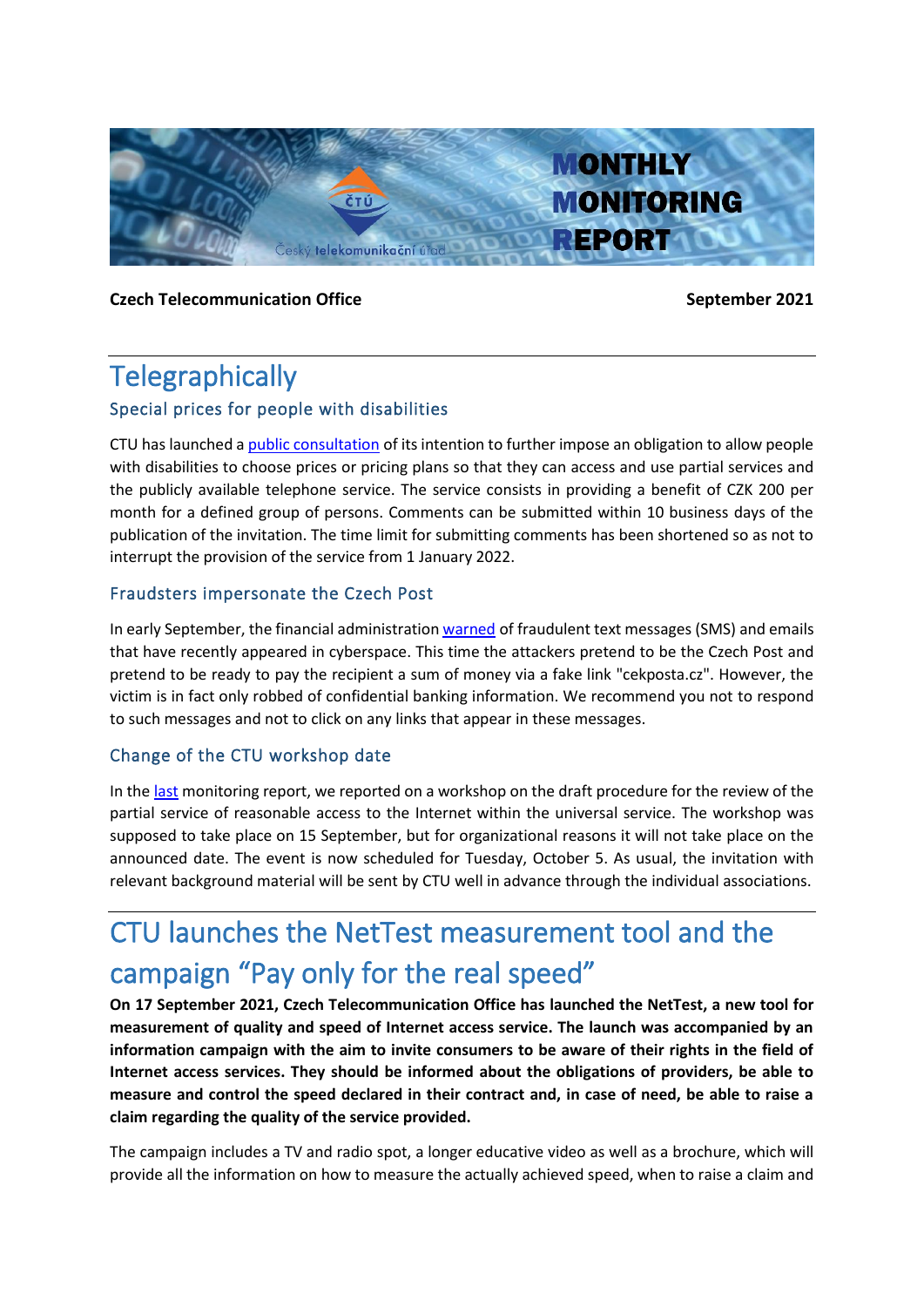# MONTHLY MONITORING REPORT

**Czech Telecommunication Office** **September 2021**

# Telegraphically

## Special prices for people with disabilities

CTU has launched a public consultation of its intention to further impose an obligation to allow people with disabilities to choose prices or pricing plans so that they can access and use partial services and the publicly available telephone service. The service consists in providing a benefit of CZK 200 per month for a defined group of persons. Comments can be submitted within 10 business days of the publication of the invitation. The time limit for submitting comments has been shortened so as not to interrupt the provision of the service from 1 January 2022.

## Fraudsters impersonate the Czech Post

In early September, the financial administration warned of fraudulent text messages (SMS) and emails that have recently appeared in cyberspace. This time the attackers pretend to be the Czech Post and pretend to be ready to pay the recipient a sum of money via a fake link "cekposta.cz". However, the victim is in fact only robbed of confidential banking information. We recommend you not to respond to such messages and not to click on any links that appear in these messages.

## Change of the CTU workshop date

In the last monitoring report, we reported on a workshop on the draft procedure for the review of the partial service of reasonable access to the Internet within the universal service. The workshop was supposed to take place on 15 September, but for organizational reasons it will not take place on the announced date. The event is now scheduled for Tuesday, October 5. As usual, the invitation with relevant background material will be sent by CTU well in advance through the individual associations.

# CTU launches the NetTest measurement tool and the campaign "Pay only for the real speed"

**On 17 September 2021, Czech Telecommunication Office has launched the NetTest, a new tool for measurement of quality and speed of Internet access service. The launch was accompanied by an information campaign with the aim to invite consumers to be aware of their rights in the field of Internet access services. They should be informed about the obligations of providers, be able to measure and control the speed declared in their contract and, in case of need, be able to raise a claim regarding the quality of the service provided.**

The campaign includes a TV and radio spot, a longer educative video as well as a brochure, which will provide all the information on how to measure the actually achieved speed, when to raise a claim and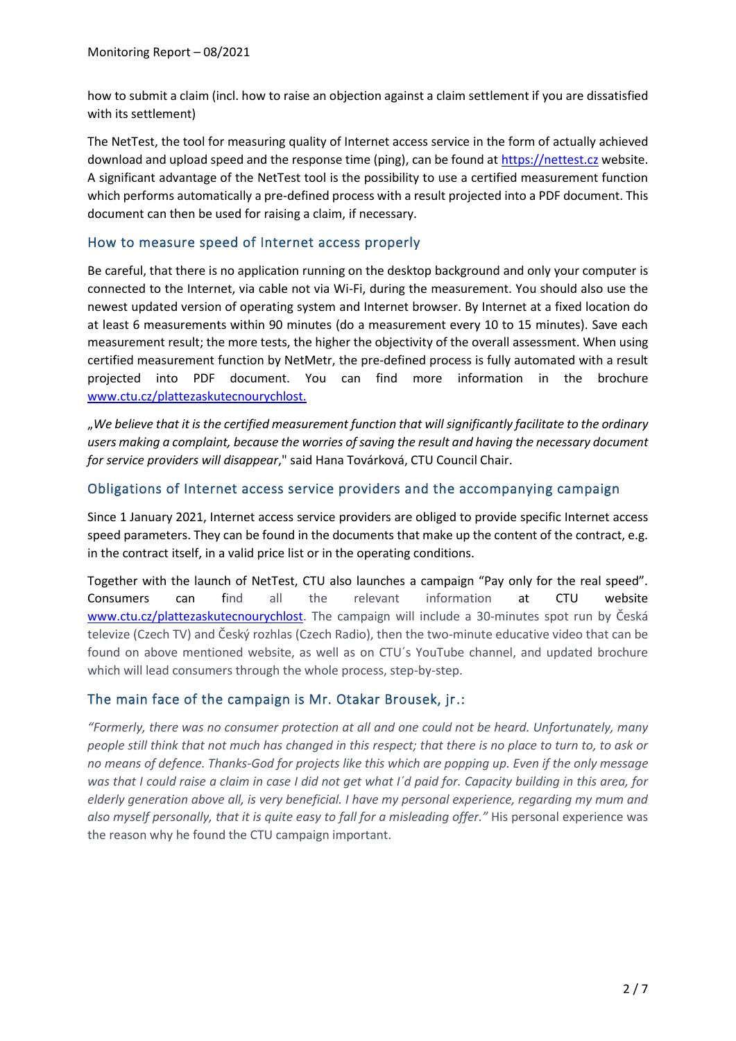how to submit a claim (incl. how to raise an objection against a claim settlement if you are dissatisfied with its settlement)

The NetTest, the tool for measuring quality of Internet access service in the form of actually achieved download and upload speed and the response time (ping), can be found at [https://nettest.cz](https://nettest.cz) website. A significant advantage of the NetTest tool is the possibility to use a certified measurement function which performs automatically a pre-defined process with a result projected into a PDF document. This document can then be used for raising a claim, if necessary.

## How to measure speed of Internet access properly

Be careful, that there is no application running on the desktop background and only your computer is connected to the Internet, via cable not via Wi-Fi, during the measurement. You should also use the newest updated version of operating system and Internet browser. By Internet at a fixed location do at least 6 measurements within 90 minutes (do a measurement every 10 to 15 minutes). Save each measurement result; the more tests, the higher the objectivity of the overall assessment. When using certified measurement function by NetMetr, the pre-defined process is fully automated with a result projected into PDF document. You can find more information in the brochure [www.ctu.cz/plattezaskutecnourychlost.](www.ctu.cz/plattezaskutecnourychlost)

„*We believe that it is the certified measurement function that will significantly facilitate to the ordinary users making a complaint, because the worries of saving the result and having the necessary document for service providers will disappear*," said Hana Továrková, CTU Council Chair.

## Obligations of Internet access service providers and the accompanying campaign

Since 1 January 2021, Internet access service providers are obliged to provide specific Internet access speed parameters. They can be found in the documents that make up the content of the contract, e.g. in the contract itself, in a valid price list or in the operating conditions.

Together with the launch of NetTest, CTU also launches a campaign "Pay only for the real speed". Consumers can find all the relevant information at CTU website [www.ctu.cz/plattezaskutecnourychlost](www.ctu.cz/plattezaskutecnourychlost). The campaign will include a 30-minutes spot run by Česká televize (Czech TV) and Český rozhlas (Czech Radio), then the two-minute educative video that can be found on above mentioned website, as well as on CTU´s YouTube channel, and updated brochure which will lead consumers through the whole process, step-by-step.

## The main face of the campaign is Mr. Otakar Brousek, jr.:

*"Formerly, there was no consumer protection at all and one could not be heard. Unfortunately, many people still think that not much has changed in this respect; that there is no place to turn to, to ask or no means of defence. Thanks-God for projects like this which are popping up. Even if the only message was that I could raise a claim in case I did not get what I´d paid for. Capacity building in this area, for elderly generation above all, is very beneficial. I have my personal experience, regarding my mum and also myself personally, that it is quite easy to fall for a misleading offer."* His personal experience was the reason why he found the CTU campaign important.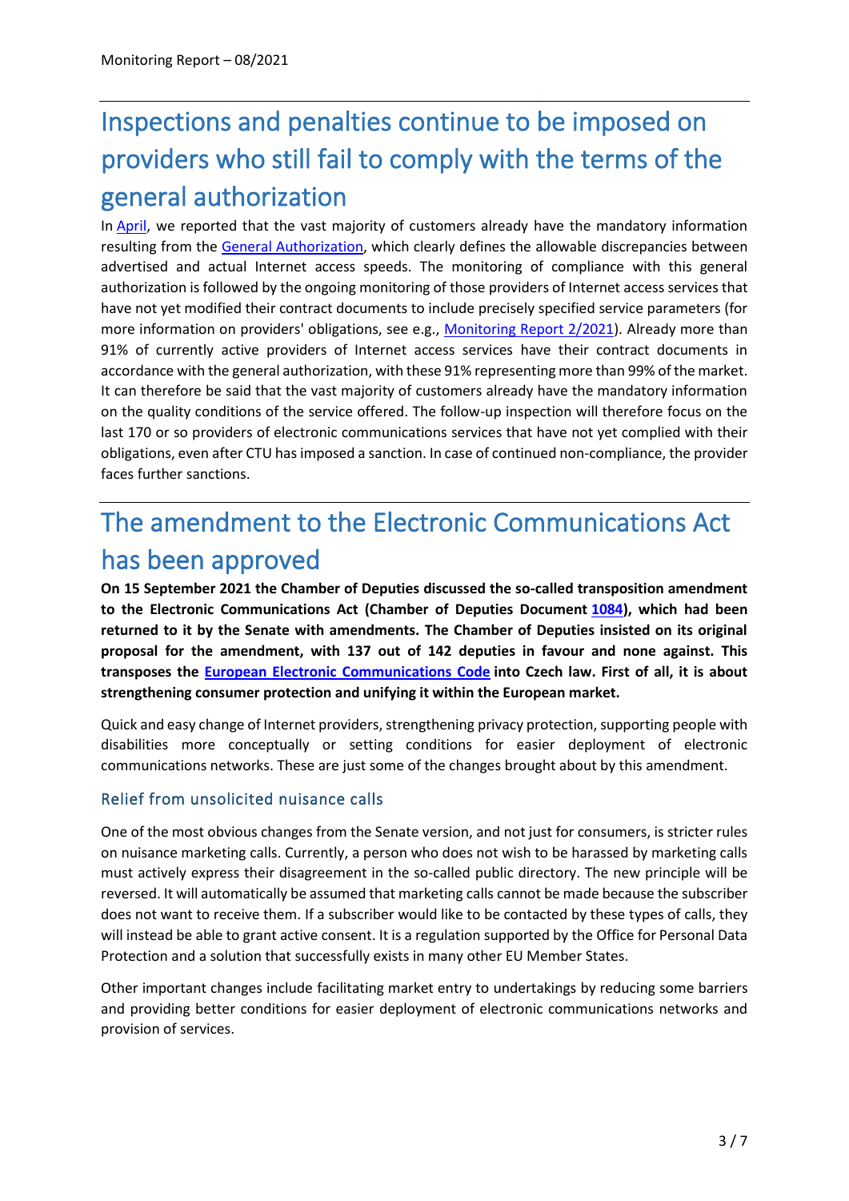# Inspections and penalties continue to be imposed on providers who still fail to comply with the terms of the general authorization

In April, we reported that the vast majority of customers already have the mandatory information resulting from the General Authorization, which clearly defines the allowable discrepancies between advertised and actual Internet access speeds. The monitoring of compliance with this general authorization is followed by the ongoing monitoring of those providers of Internet access services that have not yet modified their contract documents to include precisely specified service parameters (for more information on providers' obligations, see e.g., Monitoring Report 2/2021). Already more than 91% of currently active providers of Internet access services have their contract documents in accordance with the general authorization, with these 91% representing more than 99% of the market. It can therefore be said that the vast majority of customers already have the mandatory information on the quality conditions of the service offered. The follow-up inspection will therefore focus on the last 170 or so providers of electronic communications services that have not yet complied with their obligations, even after CTU has imposed a sanction. In case of continued non-compliance, the provider faces further sanctions.

# The amendment to the Electronic Communications Act has been approved

**On 15 September 2021 the Chamber of Deputies discussed the so-called transposition amendment to the Electronic Communications Act (Chamber of Deputies Document 1084), which had been returned to it by the Senate with amendments. The Chamber of Deputies insisted on its original proposal for the amendment, with 137 out of 142 deputies in favour and none against. This transposes the European Electronic Communications Code into Czech law. First of all, it is about strengthening consumer protection and unifying it within the European market.**

Quick and easy change of Internet providers, strengthening privacy protection, supporting people with disabilities more conceptually or setting conditions for easier deployment of electronic communications networks. These are just some of the changes brought about by this amendment.

## Relief from unsolicited nuisance calls

One of the most obvious changes from the Senate version, and not just for consumers, is stricter rules on nuisance marketing calls. Currently, a person who does not wish to be harassed by marketing calls must actively express their disagreement in the so-called public directory. The new principle will be reversed. It will automatically be assumed that marketing calls cannot be made because the subscriber does not want to receive them. If a subscriber would like to be contacted by these types of calls, they will instead be able to grant active consent. It is a regulation supported by the Office for Personal Data Protection and a solution that successfully exists in many other EU Member States.

Other important changes include facilitating market entry to undertakings by reducing some barriers and providing better conditions for easier deployment of electronic communications networks and provision of services.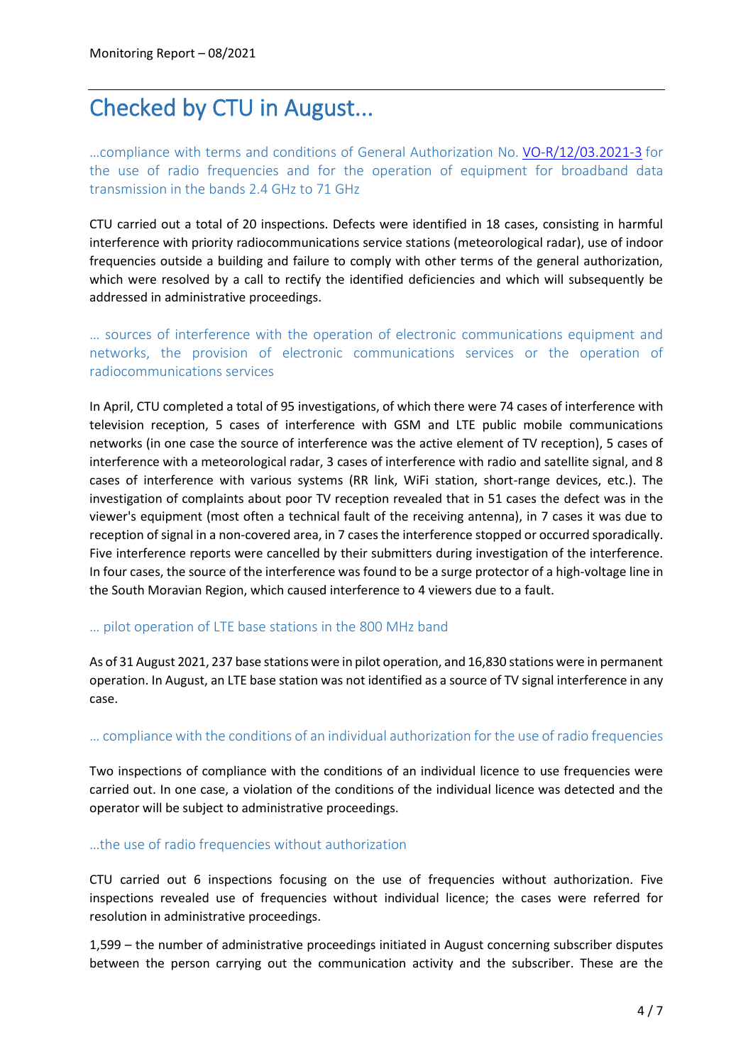# Checked by CTU in August...

### …compliance with terms and conditions of General Authorization No. [VO-R/12/03.2021-3] for the use of radio frequencies and for the operation of equipment for broadband data transmission in the bands 2.4 GHz to 71 GHz

CTU carried out a total of 20 inspections. Defects were identified in 18 cases, consisting in harmful interference with priority radiocommunications service stations (meteorological radar), use of indoor frequencies outside a building and failure to comply with other terms of the general authorization, which were resolved by a call to rectify the identified deficiencies and which will subsequently be addressed in administrative proceedings.

### … sources of interference with the operation of electronic communications equipment and networks, the provision of electronic communications services or the operation of radiocommunications services

In April, CTU completed a total of 95 investigations, of which there were 74 cases of interference with television reception, 5 cases of interference with GSM and LTE public mobile communications networks (in one case the source of interference was the active element of TV reception), 5 cases of interference with a meteorological radar, 3 cases of interference with radio and satellite signal, and 8 cases of interference with various systems (RR link, WiFi station, short-range devices, etc.). The investigation of complaints about poor TV reception revealed that in 51 cases the defect was in the viewer's equipment (most often a technical fault of the receiving antenna), in 7 cases it was due to reception of signal in a non-covered area, in 7 cases the interference stopped or occurred sporadically. Five interference reports were cancelled by their submitters during investigation of the interference. In four cases, the source of the interference was found to be a surge protector of a high-voltage line in the South Moravian Region, which caused interference to 4 viewers due to a fault.

### … pilot operation of LTE base stations in the 800 MHz band

As of 31 August 2021, 237 base stations were in pilot operation, and 16,830 stations were in permanent operation. In August, an LTE base station was not identified as a source of TV signal interference in any case.

### … compliance with the conditions of an individual authorization for the use of radio frequencies

Two inspections of compliance with the conditions of an individual licence to use frequencies were carried out. In one case, a violation of the conditions of the individual licence was detected and the operator will be subject to administrative proceedings.

### …the use of radio frequencies without authorization

CTU carried out 6 inspections focusing on the use of frequencies without authorization. Five inspections revealed use of frequencies without individual licence; the cases were referred for resolution in administrative proceedings.

1,599 – the number of administrative proceedings initiated in August concerning subscriber disputes between the person carrying out the communication activity and the subscriber. These are the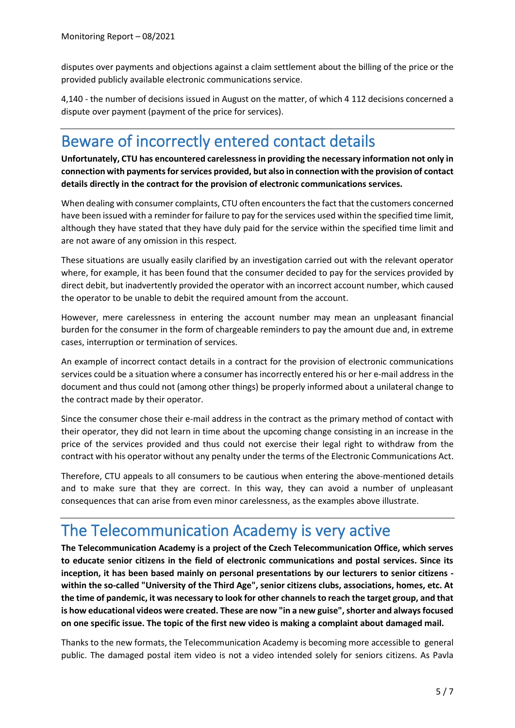disputes over payments and objections against a claim settlement about the billing of the price or the provided publicly available electronic communications service.

4,140 - the number of decisions issued in August on the matter, of which 4 112 decisions concerned a dispute over payment (payment of the price for services).

# Beware of incorrectly entered contact details

**Unfortunately, CTU has encountered carelessness in providing the necessary information not only in connection with payments for services provided, but also in connection with the provision of contact details directly in the contract for the provision of electronic communications services.**

When dealing with consumer complaints, CTU often encounters the fact that the customers concerned have been issued with a reminder for failure to pay for the services used within the specified time limit, although they have stated that they have duly paid for the service within the specified time limit and are not aware of any omission in this respect.

These situations are usually easily clarified by an investigation carried out with the relevant operator where, for example, it has been found that the consumer decided to pay for the services provided by direct debit, but inadvertently provided the operator with an incorrect account number, which caused the operator to be unable to debit the required amount from the account.

However, mere carelessness in entering the account number may mean an unpleasant financial burden for the consumer in the form of chargeable reminders to pay the amount due and, in extreme cases, interruption or termination of services.

An example of incorrect contact details in a contract for the provision of electronic communications services could be a situation where a consumer has incorrectly entered his or her e-mail address in the document and thus could not (among other things) be properly informed about a unilateral change to the contract made by their operator.

Since the consumer chose their e-mail address in the contract as the primary method of contact with their operator, they did not learn in time about the upcoming change consisting in an increase in the price of the services provided and thus could not exercise their legal right to withdraw from the contract with his operator without any penalty under the terms of the Electronic Communications Act.

Therefore, CTU appeals to all consumers to be cautious when entering the above-mentioned details and to make sure that they are correct. In this way, they can avoid a number of unpleasant consequences that can arise from even minor carelessness, as the examples above illustrate.

# The Telecommunication Academy is very active

**The Telecommunication Academy is a project of the Czech Telecommunication Office, which serves to educate senior citizens in the field of electronic communications and postal services. Since its inception, it has been based mainly on personal presentations by our lecturers to senior citizens - within the so-called "University of the Third Age", senior citizens clubs, associations, homes, etc. At the time of pandemic, it was necessary to look for other channels to reach the target group, and that is how educational videos were created. These are now "in a new guise", shorter and always focused on one specific issue. The topic of the first new video is making a complaint about damaged mail.**

Thanks to the new formats, the Telecommunication Academy is becoming more accessible to general public. The damaged postal item video is not a video intended solely for seniors citizens. As Pavla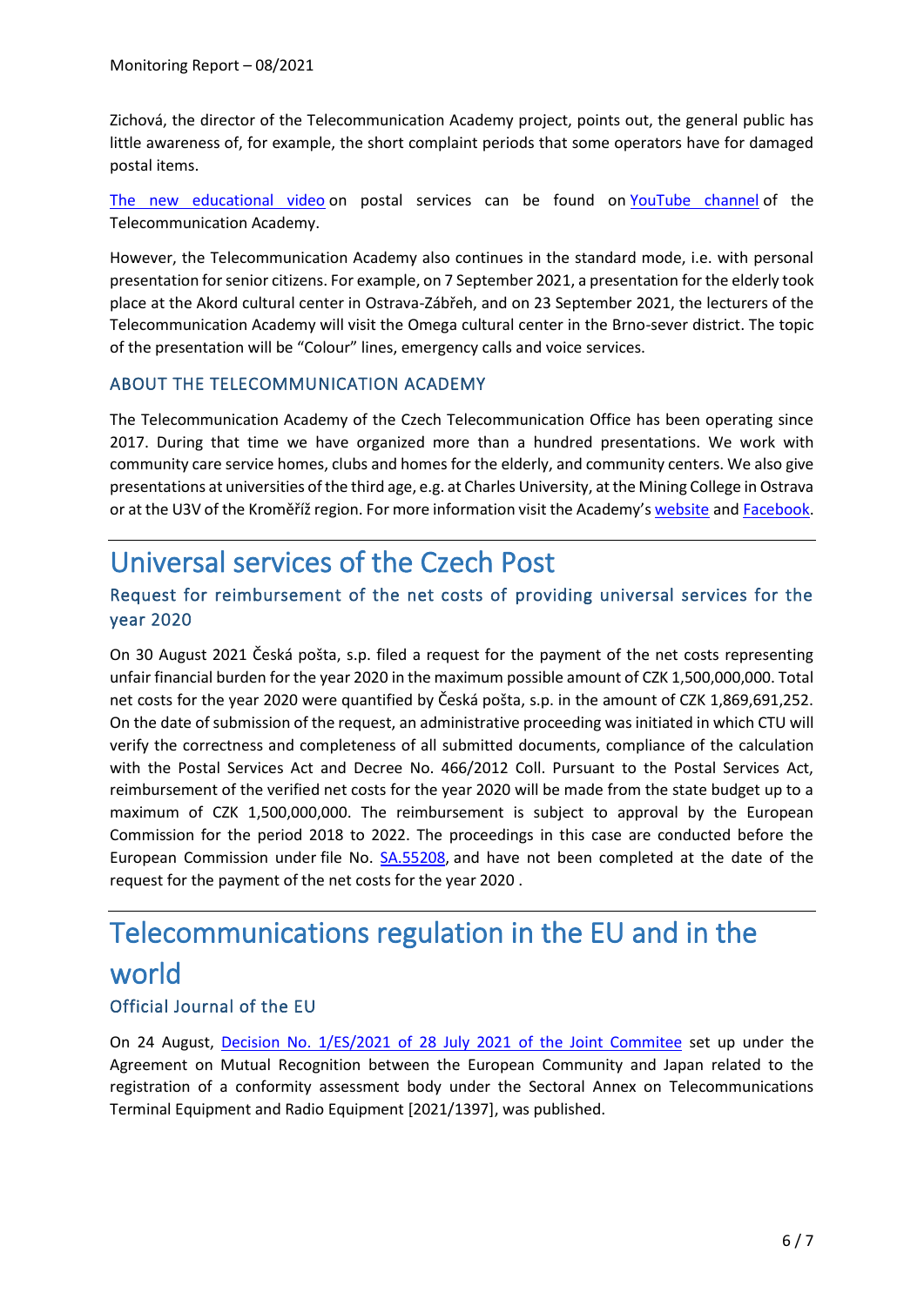Zichová, the director of the Telecommunication Academy project, points out, the general public has little awareness of, for example, the short complaint periods that some operators have for damaged postal items.

The new educational video on postal services can be found on YouTube channel of the Telecommunication Academy.

However, the Telecommunication Academy also continues in the standard mode, i.e. with personal presentation for senior citizens. For example, on 7 September 2021, a presentation for the elderly took place at the Akord cultural center in Ostrava-Zábřeh, and on 23 September 2021, the lecturers of the Telecommunication Academy will visit the Omega cultural center in the Brno-sever district. The topic of the presentation will be "Colour" lines, emergency calls and voice services.

### ABOUT THE TELECOMMUNICATION ACADEMY

The Telecommunication Academy of the Czech Telecommunication Office has been operating since 2017. During that time we have organized more than a hundred presentations. We work with community care service homes, clubs and homes for the elderly, and community centers. We also give presentations at universities of the third age, e.g. at Charles University, at the Mining College in Ostrava or at the U3V of the Kroměříž region. For more information visit the Academy's website and Facebook.

# Universal services of the Czech Post

## Request for reimbursement of the net costs of providing universal services for the year 2020

On 30 August 2021 Česká pošta, s.p. filed a request for the payment of the net costs representing unfair financial burden for the year 2020 in the maximum possible amount of CZK 1,500,000,000. Total net costs for the year 2020 were quantified by Česká pošta, s.p. in the amount of CZK 1,869,691,252. On the date of submission of the request, an administrative proceeding was initiated in which CTU will verify the correctness and completeness of all submitted documents, compliance of the calculation with the Postal Services Act and Decree No. 466/2012 Coll. Pursuant to the Postal Services Act, reimbursement of the verified net costs for the year 2020 will be made from the state budget up to a maximum of CZK 1,500,000,000. The reimbursement is subject to approval by the European Commission for the period 2018 to 2022. The proceedings in this case are conducted before the European Commission under file No. SA.55208, and have not been completed at the date of the request for the payment of the net costs for the year 2020 .

# Telecommunications regulation in the EU and in the world

## Official Journal of the EU

On 24 August, Decision No. 1/ES/2021 of 28 July 2021 of the Joint Commitee set up under the Agreement on Mutual Recognition between the European Community and Japan related to the registration of a conformity assessment body under the Sectoral Annex on Telecommunications Terminal Equipment and Radio Equipment [2021/1397], was published.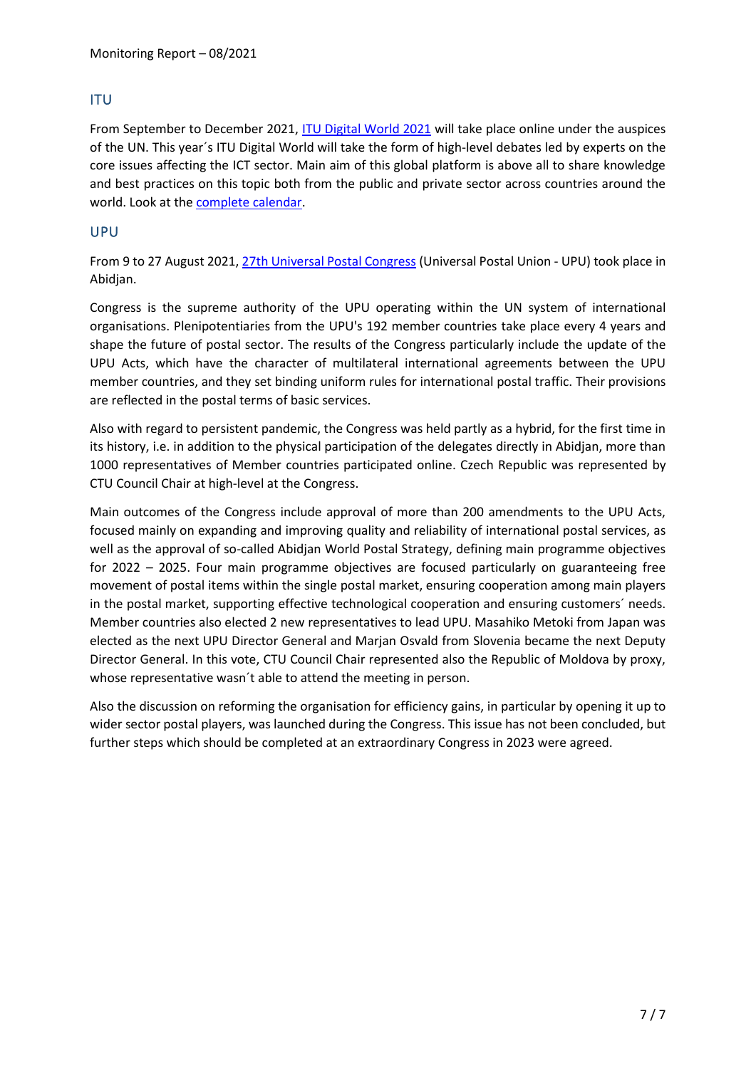## ITU

From September to December 2021, ITU Digital World 2021 will take place online under the auspices of the UN. This year´s ITU Digital World will take the form of high-level debates led by experts on the core issues affecting the ICT sector. Main aim of this global platform is above all to share knowledge and best practices on this topic both from the public and private sector across countries around the world. Look at the complete calendar.

## UPU

From 9 to 27 August 2021, 27th Universal Postal Congress (Universal Postal Union - UPU) took place in Abidjan.

Congress is the supreme authority of the UPU operating within the UN system of international organisations. Plenipotentiaries from the UPU's 192 member countries take place every 4 years and shape the future of postal sector. The results of the Congress particularly include the update of the UPU Acts, which have the character of multilateral international agreements between the UPU member countries, and they set binding uniform rules for international postal traffic. Their provisions are reflected in the postal terms of basic services.

Also with regard to persistent pandemic, the Congress was held partly as a hybrid, for the first time in its history, i.e. in addition to the physical participation of the delegates directly in Abidjan, more than 1000 representatives of Member countries participated online. Czech Republic was represented by CTU Council Chair at high-level at the Congress.

Main outcomes of the Congress include approval of more than 200 amendments to the UPU Acts, focused mainly on expanding and improving quality and reliability of international postal services, as well as the approval of so-called Abidjan World Postal Strategy, defining main programme objectives for 2022 – 2025. Four main programme objectives are focused particularly on guaranteeing free movement of postal items within the single postal market, ensuring cooperation among main players in the postal market, supporting effective technological cooperation and ensuring customers´ needs. Member countries also elected 2 new representatives to lead UPU. Masahiko Metoki from Japan was elected as the next UPU Director General and Marjan Osvald from Slovenia became the next Deputy Director General. In this vote, CTU Council Chair represented also the Republic of Moldova by proxy, whose representative wasn´t able to attend the meeting in person.

Also the discussion on reforming the organisation for efficiency gains, in particular by opening it up to wider sector postal players, was launched during the Congress. This issue has not been concluded, but further steps which should be completed at an extraordinary Congress in 2023 were agreed.